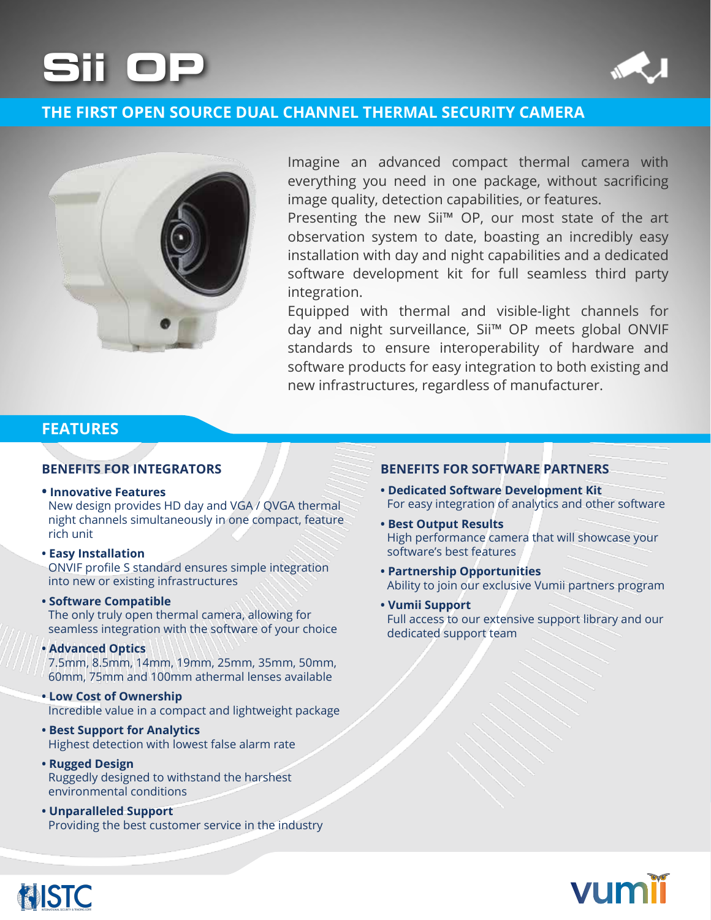# Sii OP

## THE FIRST OPEN SOURCE DUAL CHANNEL THERMAL SECURITY CAMERA

Imagine an advanced compact thermal camera with everything you need in one package, without sacrificing image quality, detection capabilities, or features.

Presenting the new Sii™ OP, our most state of the art observation system to date, boasting an incredibly easy installation with day and night capabilities and a dedicated software development kit for full seamless third party integration.

Equipped with thermal and visible-light channels for day and night surveillance, Sii™ OP meets global ONVIF standards to ensure interoperability of hardware and software products for easy integration to both existing and new infrastructures, regardless of manufacturer.

## FEATURES

### BENEFITS FOR INTEGRATORS

- **Innovative Features**
  New design provides HD day and VGA / QVGA thermal night channels simultaneously in one compact, feature rich unit
- **Easy Installation**
  ONVIF profile S standard ensures simple integration into new or existing infrastructures
- **Software Compatible**
  The only truly open thermal camera, allowing for seamless integration with the software of your choice
- **Advanced Optics**
  7.5mm, 8.5mm, 14mm, 19mm, 25mm, 35mm, 50mm, 60mm, 75mm and 100mm athermal lenses available
- **Low Cost of Ownership**
  Incredible value in a compact and lightweight package
- **Best Support for Analytics**
  Highest detection with lowest false alarm rate
- **Rugged Design**
  Ruggedly designed to withstand the harshest environmental conditions
- **Unparalleled Support**
  Providing the best customer service in the industry

### BENEFITS FOR SOFTWARE PARTNERS

- **Dedicated Software Development Kit**
  For easy integration of analytics and other software
- **Best Output Results**
  High performance camera that will showcase your software's best features
- **Partnership Opportunities**
  Ability to join our exclusive Vumii partners program
- **Vumii Support**
  Full access to our extensive support library and our dedicated support team

ISTC

vumii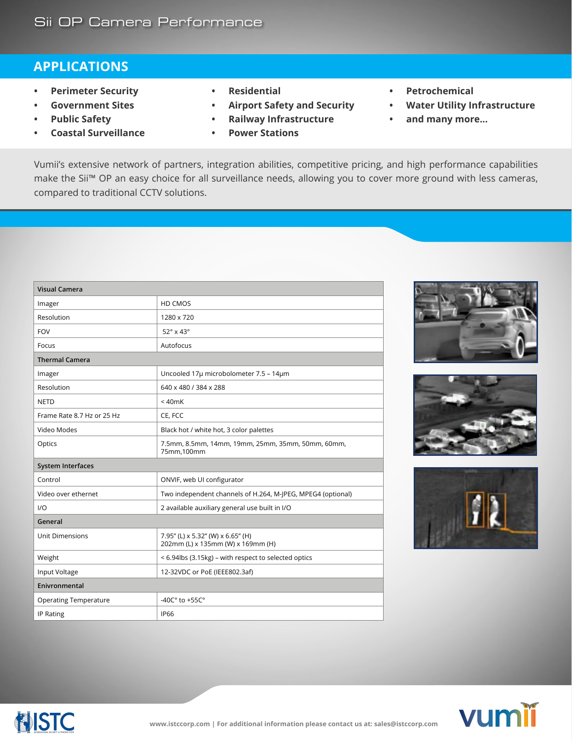# Sii OP Camera Performance

## APPLICATIONS

- Perimeter Security
- Government Sites
- Public Safety
- Coastal Surveillance
- Residential
- Airport Safety and Security
- Railway Infrastructure
- Power Stations
- Petrochemical
- Water Utility Infrastructure
- and many more...

Vumii's extensive network of partners, integration abilities, competitive pricing, and high performance capabilities make the Sii™ OP an easy choice for all surveillance needs, allowing you to cover more ground with less cameras, compared to traditional CCTV solutions.

| | |
|---|---|
| **Visual Camera** | |
| Imager | HD CMOS |
| Resolution | 1280 x 720 |
| FOV | 52° x 43° |
| Focus | Autofocus |
| **Thermal Camera** | |
| Imager | Uncooled 17µ microbolometer 7.5 – 14µm |
| Resolution | 640 x 480 / 384 x 288 |
| NETD | < 40mK |
| Frame Rate 8.7 Hz or 25 Hz | CE, FCC |
| Video Modes | Black hot / white hot, 3 color palettes |
| Optics | 7.5mm, 8.5mm, 14mm, 19mm, 25mm, 35mm, 50mm, 60mm, 75mm,100mm |
| **System Interfaces** | |
| Control | ONVIF, web UI configurator |
| Video over ethernet | Two independent channels of H.264, M-JPEG, MPEG4 (optional) |
| I/O | 2 available auxiliary general use built in I/O |
| **General** | |
| Unit Dimensions | 7.95" (L) x 5.32" (W) x 6.65" (H)<br>202mm (L) x 135mm (W) x 169mm (H) |
| Weight | < 6.94lbs (3.15kg) – with respect to selected optics |
| Input Voltage | 12-32VDC or PoE (IEEE802.3af) |
| **Enivronmental** | |
| Operating Temperature | -40C° to +55C° |
| IP Rating | IP66 |

www.istccorp.com | For additional information please contact us at: sales@istccorp.com